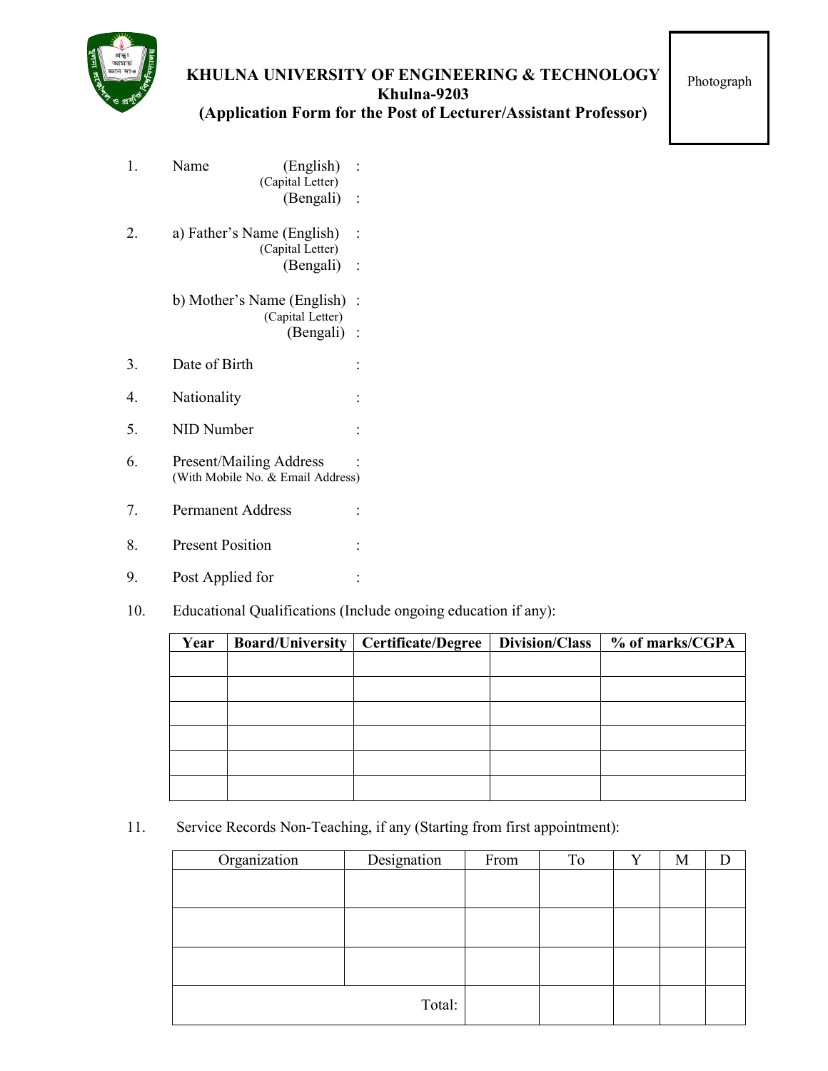# KHULNA UNIVERSITY OF ENGINEERING & TECHNOLOGY

**Khulna-9203**

**(Application Form for the Post of Lecturer/Assistant Professor)**

Photograph

1. Name (English) (Capital Letter) :
   (Bengali) :

2. a) Father's Name (English) (Capital Letter) :
   (Bengali) :

   b) Mother's Name (English) (Capital Letter) :
   (Bengali) :

3. Date of Birth :

4. Nationality :

5. NID Number :

6. Present/Mailing Address (With Mobile No. & Email Address) :

7. Permanent Address :

8. Present Position :

9. Post Applied for :

10. Educational Qualifications (Include ongoing education if any):

| Year | Board/University | Certificate/Degree | Division/Class | % of marks/CGPA |
|---|---|---|---|---|
| | | | | |
| | | | | |
| | | | | |
| | | | | |
| | | | | |
| | | | | |

11. Service Records Non-Teaching, if any (Starting from first appointment):

| Organization | Designation | From | To | Y | M | D |
|---|---|---|---|---|---|---|
| | | | | | | |
| | | | | | | |
| | | | | | | |
| | Total: | | | | | |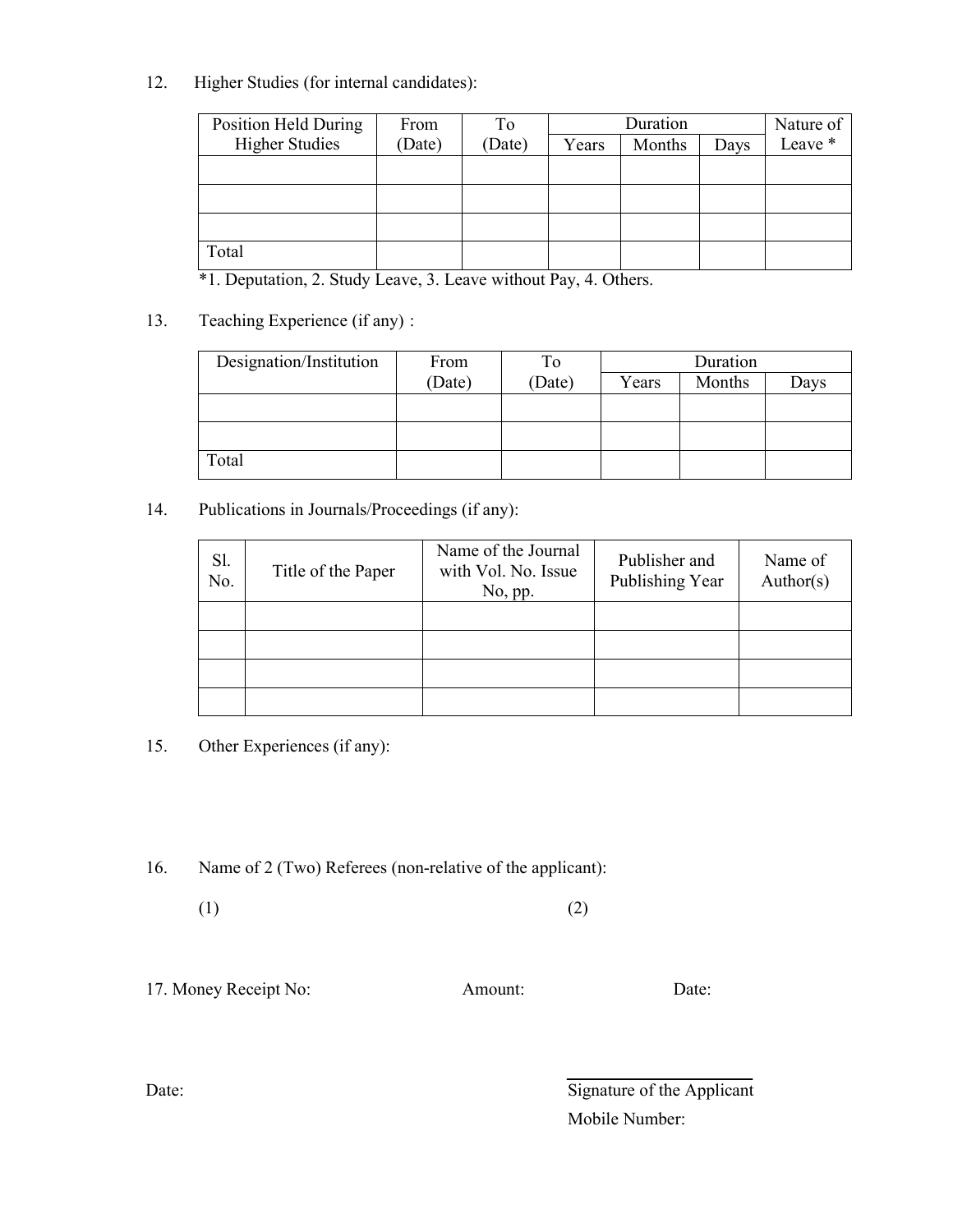12. Higher Studies (for internal candidates):

| Position Held During Higher Studies | From (Date) | To (Date) | Duration | | | Nature of Leave * |
|---|---|---|---|---|---|---|
| | | | Years | Months | Days | |
| | | | | | | |
| | | | | | | |
| | | | | | | |
| Total | | | | | | |

*1. Deputation, 2. Study Leave, 3. Leave without Pay, 4. Others.

13. Teaching Experience (if any) :

| Designation/Institution | From (Date) | To (Date) | Duration | | |
|---|---|---|---|---|---|
| | | | Years | Months | Days |
| | | | | | |
| | | | | | |
| Total | | | | | |

14. Publications in Journals/Proceedings (if any):

| Sl. No. | Title of the Paper | Name of the Journal with Vol. No. Issue No, pp. | Publisher and Publishing Year | Name of Author(s) |
|---|---|---|---|---|
| | | | | |
| | | | | |
| | | | | |
| | | | | |

15. Other Experiences (if any):

16. Name of 2 (Two) Referees (non-relative of the applicant):

(1) (2)

17. Money Receipt No: Amount: Date:

Date:

Signature of the Applicant

Mobile Number: